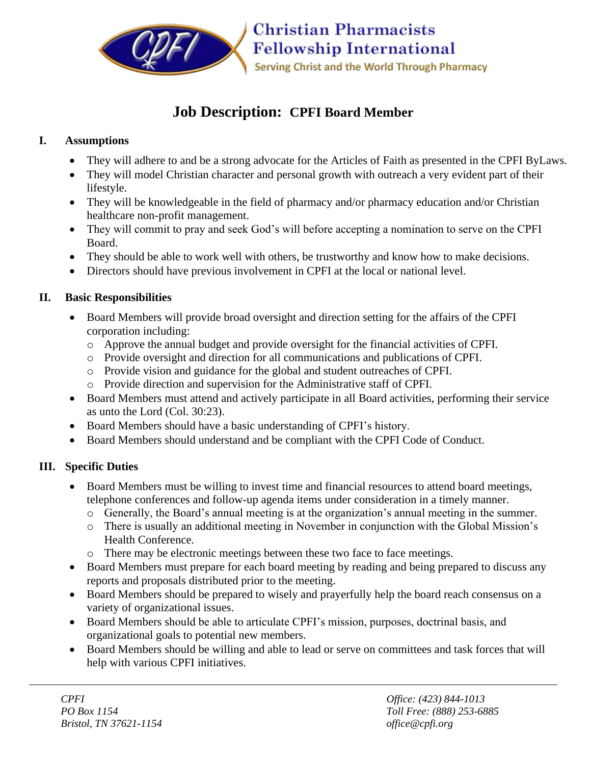Christian Pharmacists Fellowship International

Serving Christ and the World Through Pharmacy

# Job Description: CPFI Board Member

## I. Assumptions

- They will adhere to and be a strong advocate for the Articles of Faith as presented in the CPFI ByLaws.
- They will model Christian character and personal growth with outreach a very evident part of their lifestyle.
- They will be knowledgeable in the field of pharmacy and/or pharmacy education and/or Christian healthcare non-profit management.
- They will commit to pray and seek God's will before accepting a nomination to serve on the CPFI Board.
- They should be able to work well with others, be trustworthy and know how to make decisions.
- Directors should have previous involvement in CPFI at the local or national level.

## II. Basic Responsibilities

- Board Members will provide broad oversight and direction setting for the affairs of the CPFI corporation including:
  - Approve the annual budget and provide oversight for the financial activities of CPFI.
  - Provide oversight and direction for all communications and publications of CPFI.
  - Provide vision and guidance for the global and student outreaches of CPFI.
  - Provide direction and supervision for the Administrative staff of CPFI.
- Board Members must attend and actively participate in all Board activities, performing their service as unto the Lord (Col. 30:23).
- Board Members should have a basic understanding of CPFI's history.
- Board Members should understand and be compliant with the CPFI Code of Conduct.

## III. Specific Duties

- Board Members must be willing to invest time and financial resources to attend board meetings, telephone conferences and follow-up agenda items under consideration in a timely manner.
  - Generally, the Board's annual meeting is at the organization's annual meeting in the summer.
  - There is usually an additional meeting in November in conjunction with the Global Mission's Health Conference.
  - There may be electronic meetings between these two face to face meetings.
- Board Members must prepare for each board meeting by reading and being prepared to discuss any reports and proposals distributed prior to the meeting.
- Board Members should be prepared to wisely and prayerfully help the board reach consensus on a variety of organizational issues.
- Board Members should be able to articulate CPFI's mission, purposes, doctrinal basis, and organizational goals to potential new members.
- Board Members should be willing and able to lead or serve on committees and task forces that will help with various CPFI initiatives.

*CPFI*
*PO Box 1154*
*Bristol, TN 37621-1154*

*Office: (423) 844-1013*
*Toll Free: (888) 253-6885*
*office@cpfi.org*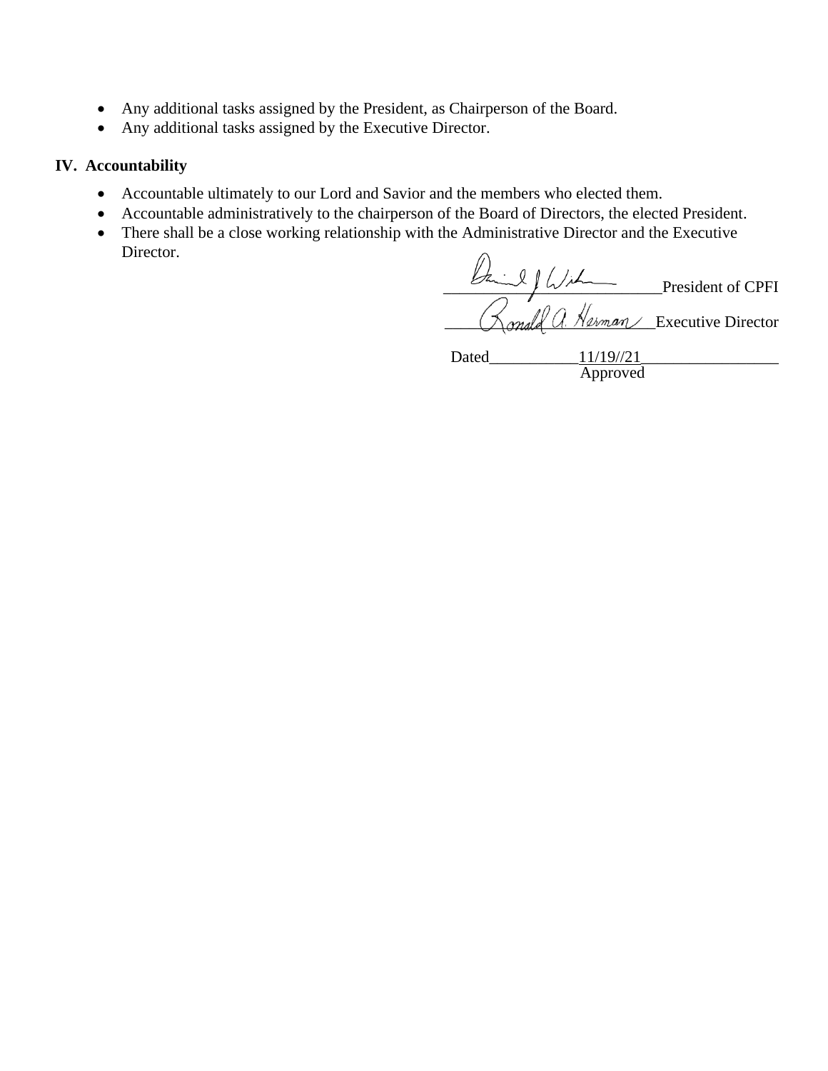- Any additional tasks assigned by the President, as Chairperson of the Board.
- Any additional tasks assigned by the Executive Director.

## IV. Accountability

- Accountable ultimately to our Lord and Savior and the members who elected them.
- Accountable administratively to the chairperson of the Board of Directors, the elected President.
- There shall be a close working relationship with the Administrative Director and the Executive Director.

Daniel J Wilson ____________________President of CPFI

Ronald A. Herman ____________________Executive Director

Dated___________11/19//21_________________
Approved